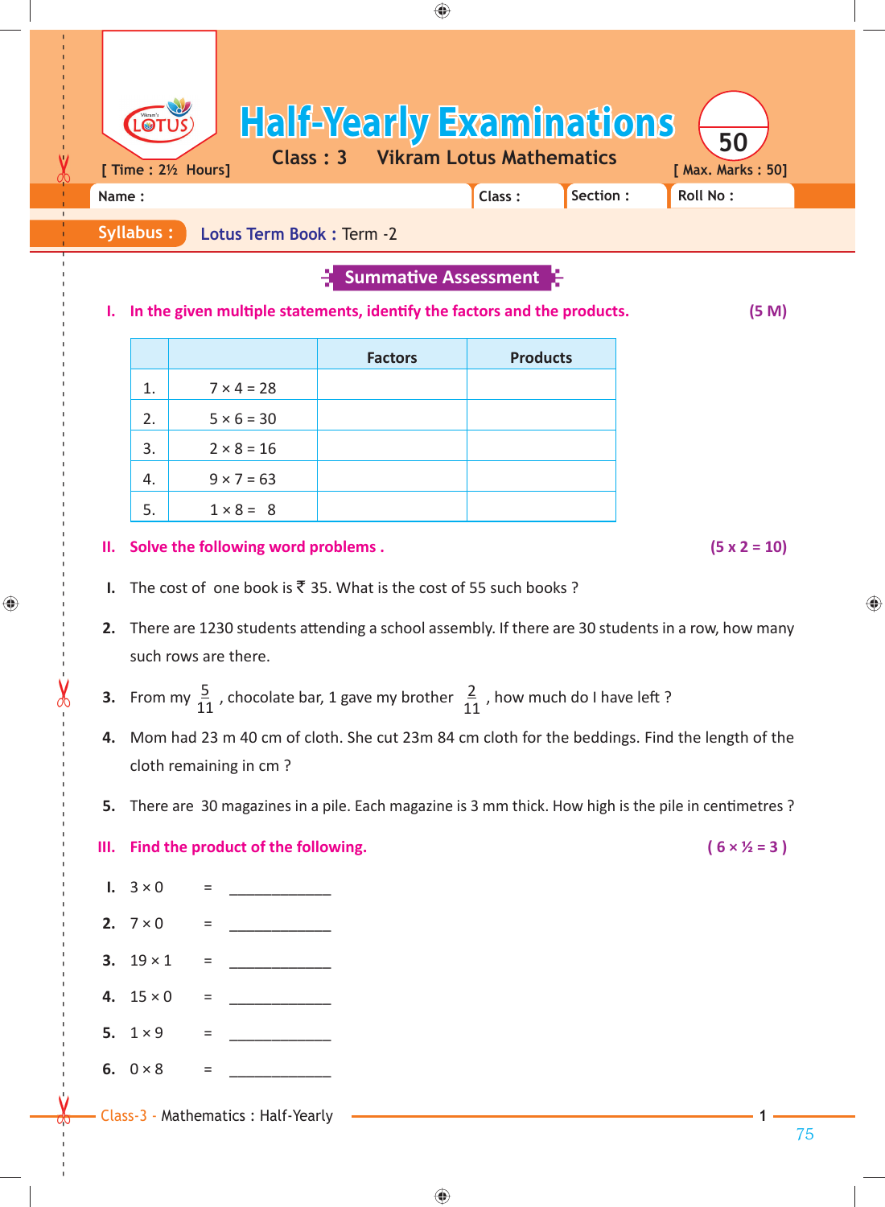# Half-Yearly Examinations

**Class : 3 Vikram Lotus Mathematics**

[ Time : 2½ Hours] [ Max. Marks : 50]

Name : Class : Section : Roll No :

**Syllabus :** Lotus Term Book : Term -2

## Summative Assessment

**I. In the given multiple statements, identify the factors and the products.** **(5 M)**

| | | Factors | Products |
|---|---|---|---|
| 1. | $7 \times 4 = 28$ | | |
| 2. | $5 \times 6 = 30$ | | |
| 3. | $2 \times 8 = 16$ | | |
| 4. | $9 \times 7 = 63$ | | |
| 5. | $1 \times 8 = 8$ | | |

**II. Solve the following word problems .** **(5 x 2 = 10)**

**1.** The cost of one book is ₹ 35. What is the cost of 55 such books ?

**2.** There are 1230 students attending a school assembly. If there are 30 students in a row, how many such rows are there.

**3.** From my $\frac{5}{11}$ , chocolate bar, 1 gave my brother $\frac{2}{11}$ , how much do I have left ?

**4.** Mom had 23 m 40 cm of cloth. She cut 23m 84 cm cloth for the beddings. Find the length of the cloth remaining in cm ?

**5.** There are 30 magazines in a pile. Each magazine is 3 mm thick. How high is the pile in centimetres ?

**III. Find the product of the following.** **( 6 × ½ = 3 )**

**1.** $3 \times 0$ = ____________

**2.** $7 \times 0$ = ____________

**3.** $19 \times 1$ = ____________

**4.** $15 \times 0$ = ____________

**5.** $1 \times 9$ = ____________

**6.** $0 \times 8$ = ____________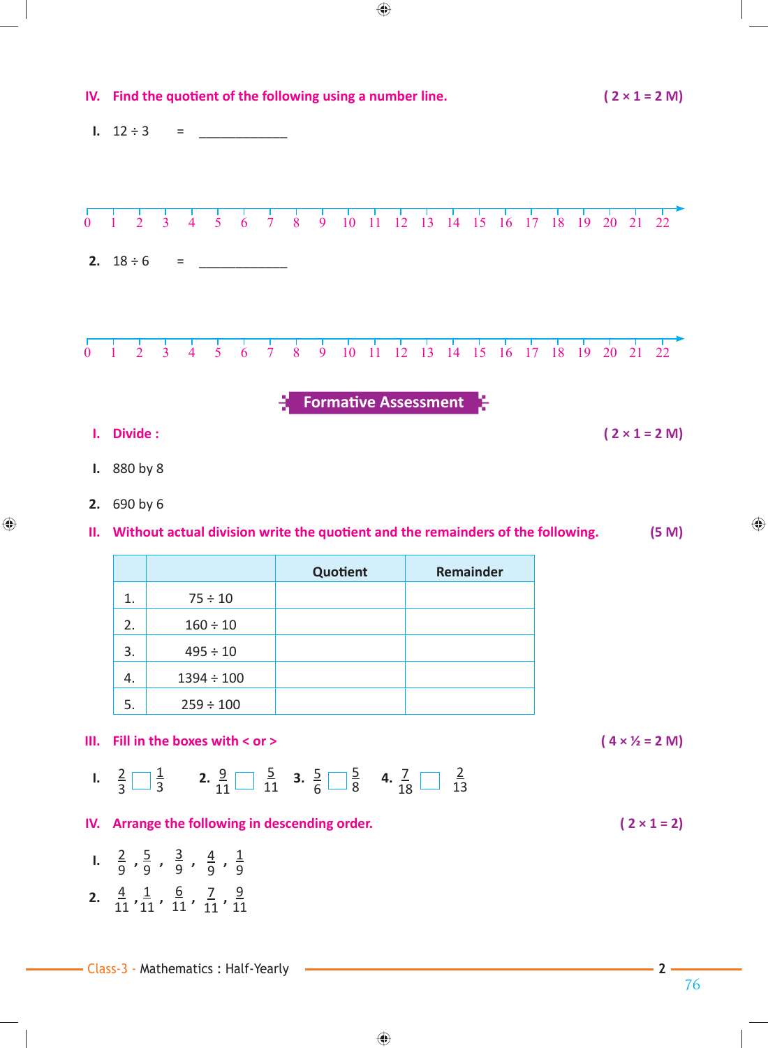**IV. Find the quotient of the following using a number line.** **( 2 × 1 = 2 M)**

1. $12 \div 3$ = _____________

0 1 2 3 4 5 6 7 8 9 10 11 12 13 14 15 16 17 18 19 20 21 22

2. $18 \div 6$ = _____________

0 1 2 3 4 5 6 7 8 9 10 11 12 13 14 15 16 17 18 19 20 21 22

## Formative Assessment

**I. Divide :** **( 2 × 1 = 2 M)**

1. 880 by 8
2. 690 by 6

**II. Without actual division write the quotient and the remainders of the following.** **(5 M)**

| | | Quotient | Remainder |
|---|---|---|---|
| 1. | $75 \div 10$ | | |
| 2. | $160 \div 10$ | | |
| 3. | $495 \div 10$ | | |
| 4. | $1394 \div 100$ | | |
| 5. | $259 \div 100$ | | |

**III. Fill in the boxes with < or >** **( 4 × ½ = 2 M)**

1. $\frac{2}{3}$ ☐ $\frac{1}{3}$ 2. $\frac{9}{11}$ ☐ $\frac{5}{11}$ 3. $\frac{5}{6}$ ☐ $\frac{5}{8}$ 4. $\frac{7}{18}$ ☐ $\frac{2}{13}$

**IV. Arrange the following in descending order.** **( 2 × 1 = 2)**

1. $\frac{2}{9}, \frac{5}{9}, \frac{3}{9}, \frac{4}{9}, \frac{1}{9}$
2. $\frac{4}{11}, \frac{1}{11}, \frac{6}{11}, \frac{7}{11}, \frac{9}{11}$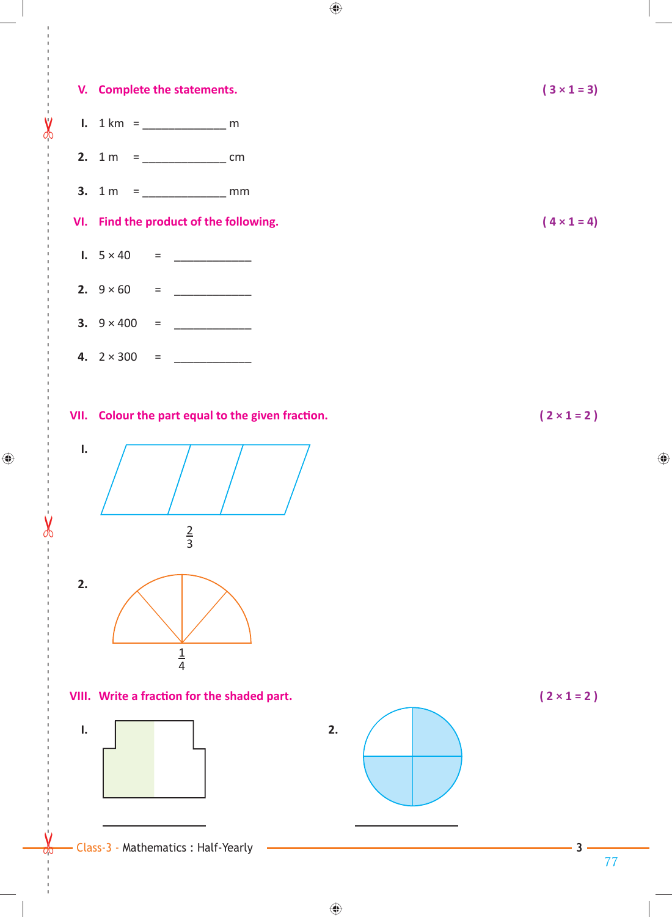## V. Complete the statements. ( 3 × 1 = 3)

I. 1 km = _____________ m

2. 1 m = _____________ cm

3. 1 m = _____________ mm

## VI. Find the product of the following. ( 4 × 1 = 4)

I. 5 × 40 = _____________

2. 9 × 60 = _____________

3. 9 × 400 = _____________

4. 2 × 300 = _____________

## VII. Colour the part equal to the given fraction. ( 2 × 1 = 2 )

I. $\frac{2}{3}$

2. $\frac{1}{4}$

## VIII. Write a fraction for the shaded part. ( 2 × 1 = 2 )

I. _____________

2. _____________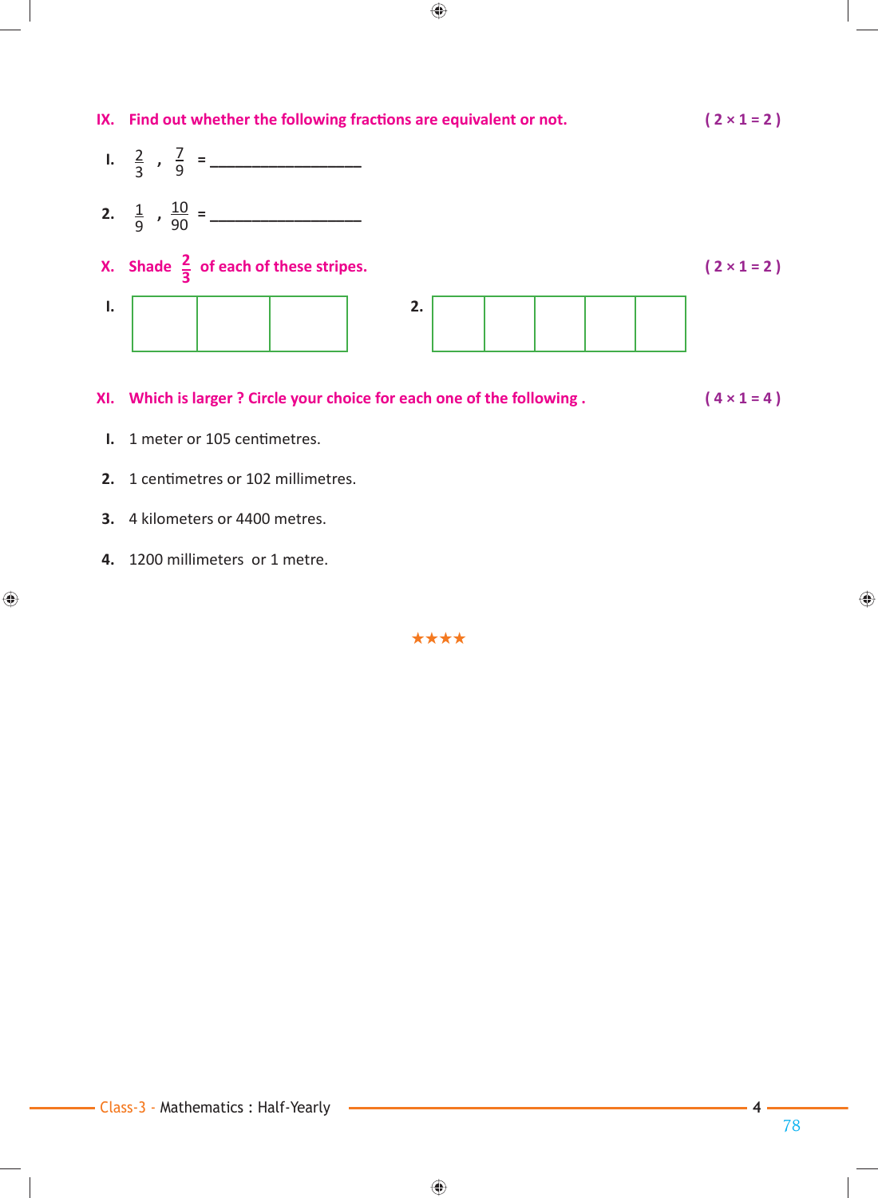**IX. Find out whether the following fractions are equivalent or not.** **( 2 × 1 = 2 )**

I. $\frac{2}{3}$ , $\frac{7}{9}$ = ___________________

2. $\frac{1}{9}$ , $\frac{10}{90}$ = ___________________

**X. Shade $\frac{2}{3}$ of each of these stripes.** **( 2 × 1 = 2 )**

I.

| | | |
|---|---|---|
| | | |

2.

| | | | | |
|---|---|---|---|---|
| | | | | |

**XI. Which is larger ? Circle your choice for each one of the following .** **( 4 × 1 = 4 )**

I. 1 meter or 105 centimetres.

2. 1 centimetres or 102 millimetres.

3. 4 kilometers or 4400 metres.

4. 1200 millimeters or 1 metre.

★★★★